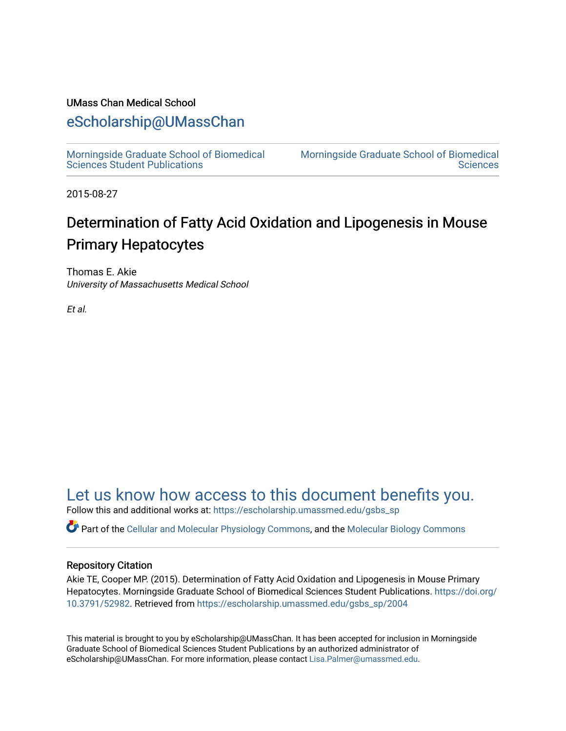UMass Chan Medical School

# eScholarship@UMassChan

Morningside Graduate School of Biomedical Sciences Student Publications | Morningside Graduate School of Biomedical Sciences

2015-08-27

# Determination of Fatty Acid Oxidation and Lipogenesis in Mouse Primary Hepatocytes

Thomas E. Akie
*University of Massachusetts Medical School*

*Et al.*

## Let us know how access to this document benefits you.

Follow this and additional works at: https://escholarship.umassmed.edu/gsbs_sp

Part of the Cellular and Molecular Physiology Commons, and the Molecular Biology Commons

### Repository Citation

Akie TE, Cooper MP. (2015). Determination of Fatty Acid Oxidation and Lipogenesis in Mouse Primary Hepatocytes. Morningside Graduate School of Biomedical Sciences Student Publications. https://doi.org/10.3791/52982. Retrieved from https://escholarship.umassmed.edu/gsbs_sp/2004

This material is brought to you by eScholarship@UMassChan. It has been accepted for inclusion in Morningside Graduate School of Biomedical Sciences Student Publications by an authorized administrator of eScholarship@UMassChan. For more information, please contact Lisa.Palmer@umassmed.edu.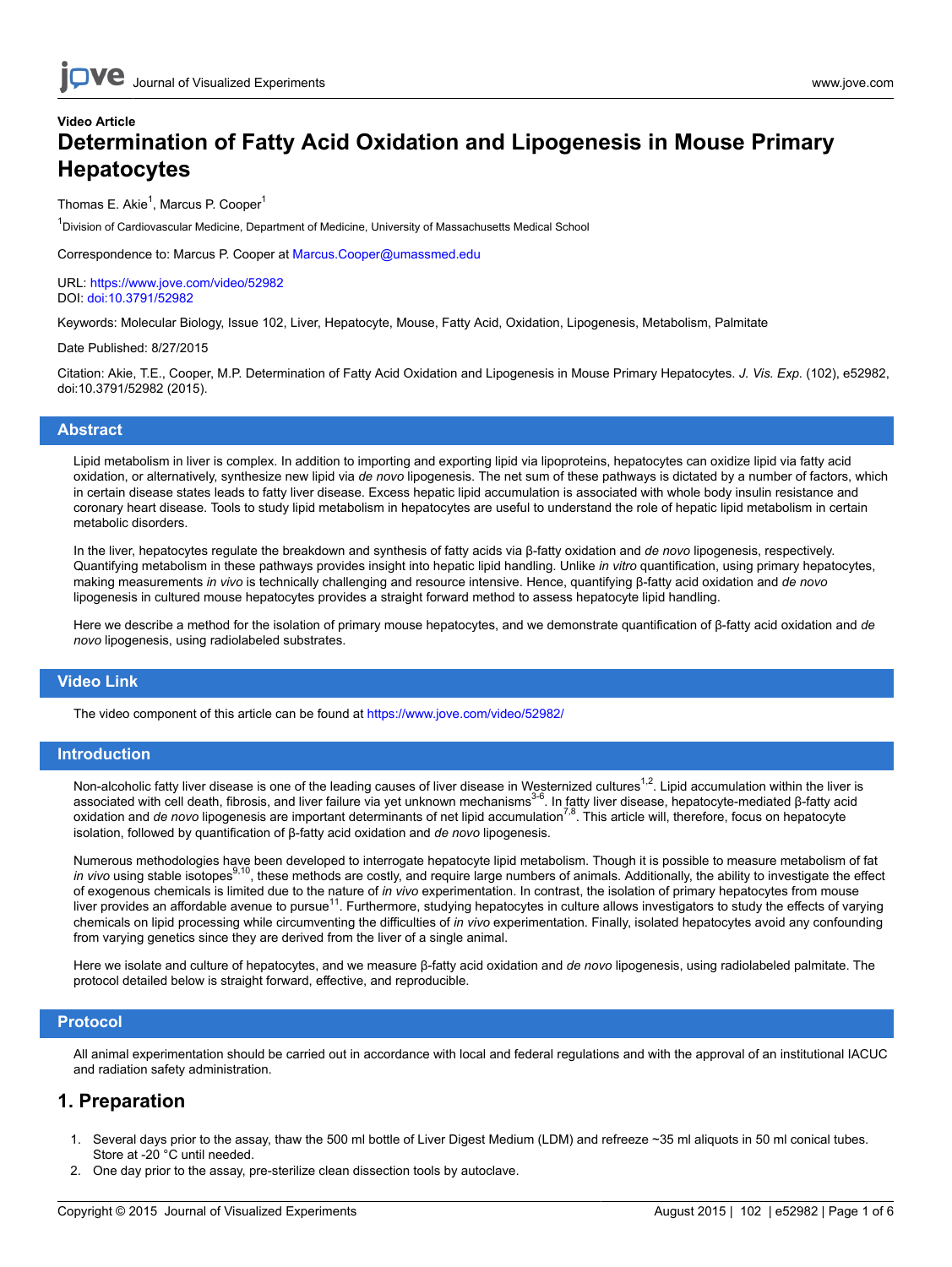Video Article

# Determination of Fatty Acid Oxidation and Lipogenesis in Mouse Primary Hepatocytes

Thomas E. Akie[1], Marcus P. Cooper[1]

[1]Division of Cardiovascular Medicine, Department of Medicine, University of Massachusetts Medical School

Correspondence to: Marcus P. Cooper at Marcus.Cooper@umassmed.edu

URL: https://www.jove.com/video/52982
DOI: doi:10.3791/52982

Keywords: Molecular Biology, Issue 102, Liver, Hepatocyte, Mouse, Fatty Acid, Oxidation, Lipogenesis, Metabolism, Palmitate

Date Published: 8/27/2015

Citation: Akie, T.E., Cooper, M.P. Determination of Fatty Acid Oxidation and Lipogenesis in Mouse Primary Hepatocytes. *J. Vis. Exp.* (102), e52982, doi:10.3791/52982 (2015).

## Abstract

Lipid metabolism in liver is complex. In addition to importing and exporting lipid via lipoproteins, hepatocytes can oxidize lipid via fatty acid oxidation, or alternatively, synthesize new lipid via *de novo* lipogenesis. The net sum of these pathways is dictated by a number of factors, which in certain disease states leads to fatty liver disease. Excess hepatic lipid accumulation is associated with whole body insulin resistance and coronary heart disease. Tools to study lipid metabolism in hepatocytes are useful to understand the role of hepatic lipid metabolism in certain metabolic disorders.

In the liver, hepatocytes regulate the breakdown and synthesis of fatty acids via β-fatty oxidation and *de novo* lipogenesis, respectively. Quantifying metabolism in these pathways provides insight into hepatic lipid handling. Unlike *in vitro* quantification, using primary hepatocytes, making measurements *in vivo* is technically challenging and resource intensive. Hence, quantifying β-fatty acid oxidation and *de novo* lipogenesis in cultured mouse hepatocytes provides a straight forward method to assess hepatocyte lipid handling.

Here we describe a method for the isolation of primary mouse hepatocytes, and we demonstrate quantification of β-fatty acid oxidation and *de novo* lipogenesis, using radiolabeled substrates.

## Video Link

The video component of this article can be found at https://www.jove.com/video/52982/

## Introduction

Non-alcoholic fatty liver disease is one of the leading causes of liver disease in Westernized cultures[1,2]. Lipid accumulation within the liver is associated with cell death, fibrosis, and liver failure via yet unknown mechanisms[3-6]. In fatty liver disease, hepatocyte-mediated β-fatty acid oxidation and *de novo* lipogenesis are important determinants of net lipid accumulation[7,8]. This article will, therefore, focus on hepatocyte isolation, followed by quantification of β-fatty acid oxidation and *de novo* lipogenesis.

Numerous methodologies have been developed to interrogate hepatocyte lipid metabolism. Though it is possible to measure metabolism of fat *in vivo* using stable isotopes[9,10], these methods are costly, and require large numbers of animals. Additionally, the ability to investigate the effect of exogenous chemicals is limited due to the nature of *in vivo* experimentation. In contrast, the isolation of primary hepatocytes from mouse liver provides an affordable avenue to pursue[11]. Furthermore, studying hepatocytes in culture allows investigators to study the effects of varying chemicals on lipid processing while circumventing the difficulties of *in vivo* experimentation. Finally, isolated hepatocytes avoid any confounding from varying genetics since they are derived from the liver of a single animal.

Here we isolate and culture of hepatocytes, and we measure β-fatty acid oxidation and *de novo* lipogenesis, using radiolabeled palmitate. The protocol detailed below is straight forward, effective, and reproducible.

## Protocol

All animal experimentation should be carried out in accordance with local and federal regulations and with the approval of an institutional IACUC and radiation safety administration.

## 1. Preparation

1. Several days prior to the assay, thaw the 500 ml bottle of Liver Digest Medium (LDM) and refreeze ~35 ml aliquots in 50 ml conical tubes. Store at -20 °C until needed.
2. One day prior to the assay, pre-sterilize clean dissection tools by autoclave.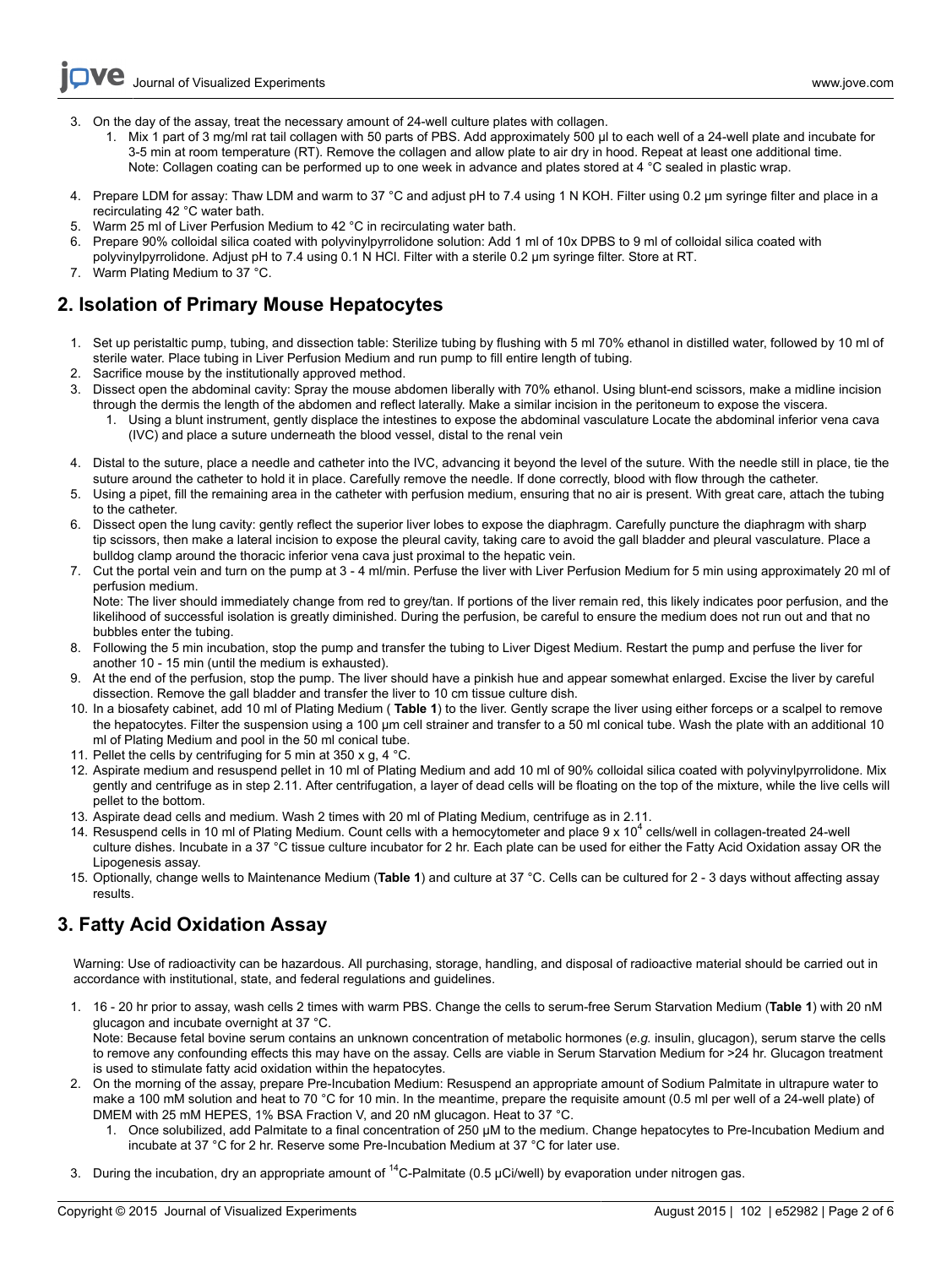3. On the day of the assay, treat the necessary amount of 24-well culture plates with collagen.
    1. Mix 1 part of 3 mg/ml rat tail collagen with 50 parts of PBS. Add approximately 500 µl to each well of a 24-well plate and incubate for 3-5 min at room temperature (RT). Remove the collagen and allow plate to air dry in hood. Repeat at least one additional time.
    Note: Collagen coating can be performed up to one week in advance and plates stored at 4 °C sealed in plastic wrap.
4. Prepare LDM for assay: Thaw LDM and warm to 37 °C and adjust pH to 7.4 using 1 N KOH. Filter using 0.2 µm syringe filter and place in a recirculating 42 °C water bath.
5. Warm 25 ml of Liver Perfusion Medium to 42 °C in recirculating water bath.
6. Prepare 90% colloidal silica coated with polyvinylpyrrolidone solution: Add 1 ml of 10x DPBS to 9 ml of colloidal silica coated with polyvinylpyrrolidone. Adjust pH to 7.4 using 0.1 N HCl. Filter with a sterile 0.2 µm syringe filter. Store at RT.
7. Warm Plating Medium to 37 °C.

## 2. Isolation of Primary Mouse Hepatocytes

1. Set up peristaltic pump, tubing, and dissection table: Sterilize tubing by flushing with 5 ml 70% ethanol in distilled water, followed by 10 ml of sterile water. Place tubing in Liver Perfusion Medium and run pump to fill entire length of tubing.
2. Sacrifice mouse by the institutionally approved method.
3. Dissect open the abdominal cavity: Spray the mouse abdomen liberally with 70% ethanol. Using blunt-end scissors, make a midline incision through the dermis the length of the abdomen and reflect laterally. Make a similar incision in the peritoneum to expose the viscera.
    1. Using a blunt instrument, gently displace the intestines to expose the abdominal vasculature Locate the abdominal inferior vena cava (IVC) and place a suture underneath the blood vessel, distal to the renal vein
4. Distal to the suture, place a needle and catheter into the IVC, advancing it beyond the level of the suture. With the needle still in place, tie the suture around the catheter to hold it in place. Carefully remove the needle. If done correctly, blood with flow through the catheter.
5. Using a pipet, fill the remaining area in the catheter with perfusion medium, ensuring that no air is present. With great care, attach the tubing to the catheter.
6. Dissect open the lung cavity: gently reflect the superior liver lobes to expose the diaphragm. Carefully puncture the diaphragm with sharp tip scissors, then make a lateral incision to expose the pleural cavity, taking care to avoid the gall bladder and pleural vasculature. Place a bulldog clamp around the thoracic inferior vena cava just proximal to the hepatic vein.
7. Cut the portal vein and turn on the pump at 3 - 4 ml/min. Perfuse the liver with Liver Perfusion Medium for 5 min using approximately 20 ml of perfusion medium.
Note: The liver should immediately change from red to grey/tan. If portions of the liver remain red, this likely indicates poor perfusion, and the likelihood of successful isolation is greatly diminished. During the perfusion, be careful to ensure the medium does not run out and that no bubbles enter the tubing.
8. Following the 5 min incubation, stop the pump and transfer the tubing to Liver Digest Medium. Restart the pump and perfuse the liver for another 10 - 15 min (until the medium is exhausted).
9. At the end of the perfusion, stop the pump. The liver should have a pinkish hue and appear somewhat enlarged. Excise the liver by careful dissection. Remove the gall bladder and transfer the liver to 10 cm tissue culture dish.
10. In a biosafety cabinet, add 10 ml of Plating Medium ( **Table 1**) to the liver. Gently scrape the liver using either forceps or a scalpel to remove the hepatocytes. Filter the suspension using a 100 µm cell strainer and transfer to a 50 ml conical tube. Wash the plate with an additional 10 ml of Plating Medium and pool in the 50 ml conical tube.
11. Pellet the cells by centrifuging for 5 min at 350 x g, 4 °C.
12. Aspirate medium and resuspend pellet in 10 ml of Plating Medium and add 10 ml of 90% colloidal silica coated with polyvinylpyrrolidone. Mix gently and centrifuge as in step 2.11. After centrifugation, a layer of dead cells will be floating on the top of the mixture, while the live cells will pellet to the bottom.
13. Aspirate dead cells and medium. Wash 2 times with 20 ml of Plating Medium, centrifuge as in 2.11.
14. Resuspend cells in 10 ml of Plating Medium. Count cells with a hemocytometer and place $9 \times 10^4$ cells/well in collagen-treated 24-well culture dishes. Incubate in a 37 °C tissue culture incubator for 2 hr. Each plate can be used for either the Fatty Acid Oxidation assay OR the Lipogenesis assay.
15. Optionally, change wells to Maintenance Medium (**Table 1**) and culture at 37 °C. Cells can be cultured for 2 - 3 days without affecting assay results.

## 3. Fatty Acid Oxidation Assay

Warning: Use of radioactivity can be hazardous. All purchasing, storage, handling, and disposal of radioactive material should be carried out in accordance with institutional, state, and federal regulations and guidelines.

1. 16 - 20 hr prior to assay, wash cells 2 times with warm PBS. Change the cells to serum-free Serum Starvation Medium (**Table 1**) with 20 nM glucagon and incubate overnight at 37 °C.
Note: Because fetal bovine serum contains an unknown concentration of metabolic hormones (*e.g.* insulin, glucagon), serum starve the cells to remove any confounding effects this may have on the assay. Cells are viable in Serum Starvation Medium for >24 hr. Glucagon treatment is used to stimulate fatty acid oxidation within the hepatocytes.
2. On the morning of the assay, prepare Pre-Incubation Medium: Resuspend an appropriate amount of Sodium Palmitate in ultrapure water to make a 100 mM solution and heat to 70 °C for 10 min. In the meantime, prepare the requisite amount (0.5 ml per well of a 24-well plate) of DMEM with 25 mM HEPES, 1% BSA Fraction V, and 20 nM glucagon. Heat to 37 °C.
    1. Once solubilized, add Palmitate to a final concentration of 250 µM to the medium. Change hepatocytes to Pre-Incubation Medium and incubate at 37 °C for 2 hr. Reserve some Pre-Incubation Medium at 37 °C for later use.
3. During the incubation, dry an appropriate amount of $^{14}$C-Palmitate (0.5 µCi/well) by evaporation under nitrogen gas.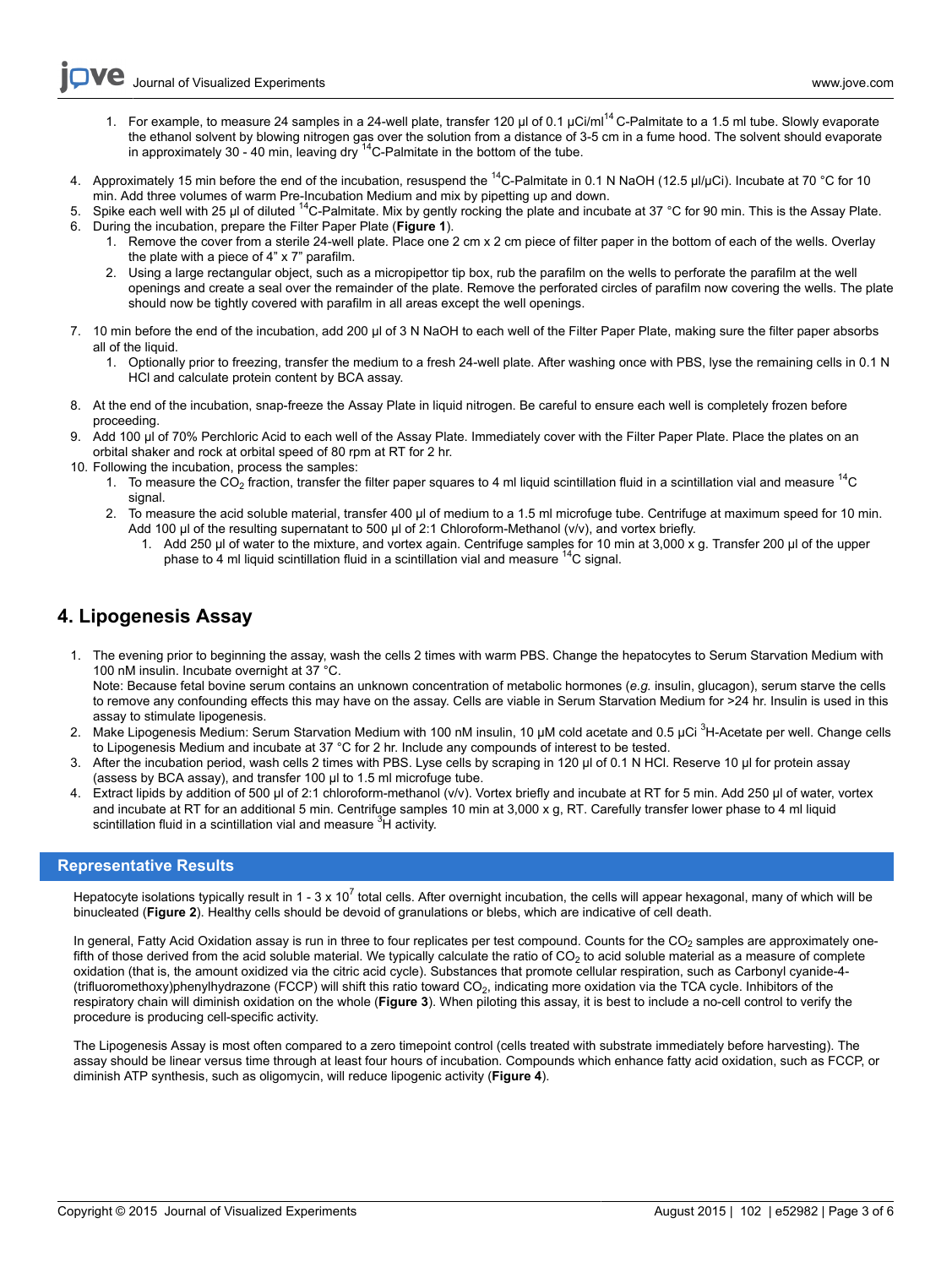1. For example, to measure 24 samples in a 24-well plate, transfer 120 µl of 0.1 µCi/ml $^{14}$C-Palmitate to a 1.5 ml tube. Slowly evaporate the ethanol solvent by blowing nitrogen gas over the solution from a distance of 3-5 cm in a fume hood. The solvent should evaporate in approximately 30 - 40 min, leaving dry $^{14}$C-Palmitate in the bottom of the tube.

4. Approximately 15 min before the end of the incubation, resuspend the $^{14}$C-Palmitate in 0.1 N NaOH (12.5 µl/µCi). Incubate at 70 °C for 10 min. Add three volumes of warm Pre-Incubation Medium and mix by pipetting up and down.
5. Spike each well with 25 µl of diluted $^{14}$C-Palmitate. Mix by gently rocking the plate and incubate at 37 °C for 90 min. This is the Assay Plate.
6. During the incubation, prepare the Filter Paper Plate (**Figure 1**).
    1. Remove the cover from a sterile 24-well plate. Place one 2 cm x 2 cm piece of filter paper in the bottom of each of the wells. Overlay the plate with a piece of 4" x 7" parafilm.
    2. Using a large rectangular object, such as a micropipettor tip box, rub the parafilm on the wells to perforate the parafilm at the well openings and create a seal over the remainder of the plate. Remove the perforated circles of parafilm now covering the wells. The plate should now be tightly covered with parafilm in all areas except the well openings.
7. 10 min before the end of the incubation, add 200 µl of 3 N NaOH to each well of the Filter Paper Plate, making sure the filter paper absorbs all of the liquid.
    1. Optionally prior to freezing, transfer the medium to a fresh 24-well plate. After washing once with PBS, lyse the remaining cells in 0.1 N HCl and calculate protein content by BCA assay.
8. At the end of the incubation, snap-freeze the Assay Plate in liquid nitrogen. Be careful to ensure each well is completely frozen before proceeding.
9. Add 100 µl of 70% Perchloric Acid to each well of the Assay Plate. Immediately cover with the Filter Paper Plate. Place the plates on an orbital shaker and rock at orbital speed of 80 rpm at RT for 2 hr.
10. Following the incubation, process the samples:
    1. To measure the $CO_2$ fraction, transfer the filter paper squares to 4 ml liquid scintillation fluid in a scintillation vial and measure $^{14}$C signal.
    2. To measure the acid soluble material, transfer 400 µl of medium to a 1.5 ml microfuge tube. Centrifuge at maximum speed for 10 min. Add 100 µl of the resulting supernatant to 500 µl of 2:1 Chloroform-Methanol (v/v), and vortex briefly.
        1. Add 250 µl of water to the mixture, and vortex again. Centrifuge samples for 10 min at 3,000 x g. Transfer 200 µl of the upper phase to 4 ml liquid scintillation fluid in a scintillation vial and measure $^{14}$C signal.

## 4. Lipogenesis Assay

1. The evening prior to beginning the assay, wash the cells 2 times with warm PBS. Change the hepatocytes to Serum Starvation Medium with 100 nM insulin. Incubate overnight at 37 °C.
   Note: Because fetal bovine serum contains an unknown concentration of metabolic hormones (*e.g.* insulin, glucagon), serum starve the cells to remove any confounding effects this may have on the assay. Cells are viable in Serum Starvation Medium for >24 hr. Insulin is used in this assay to stimulate lipogenesis.
2. Make Lipogenesis Medium: Serum Starvation Medium with 100 nM insulin, 10 µM cold acetate and 0.5 µCi $^{3}$H-Acetate per well. Change cells to Lipogenesis Medium and incubate at 37 °C for 2 hr. Include any compounds of interest to be tested.
3. After the incubation period, wash cells 2 times with PBS. Lyse cells by scraping in 120 µl of 0.1 N HCl. Reserve 10 µl for protein assay (assess by BCA assay), and transfer 100 µl to 1.5 ml microfuge tube.
4. Extract lipids by addition of 500 µl of 2:1 chloroform-methanol (v/v). Vortex briefly and incubate at RT for 5 min. Add 250 µl of water, vortex and incubate at RT for an additional 5 min. Centrifuge samples 10 min at 3,000 x g, RT. Carefully transfer lower phase to 4 ml liquid scintillation fluid in a scintillation vial and measure $^{3}$H activity.

## Representative Results

Hepatocyte isolations typically result in 1 - 3 x $10^7$ total cells. After overnight incubation, the cells will appear hexagonal, many of which will be binucleated (**Figure 2**). Healthy cells should be devoid of granulations or blebs, which are indicative of cell death.

In general, Fatty Acid Oxidation assay is run in three to four replicates per test compound. Counts for the $CO_2$ samples are approximately one-fifth of those derived from the acid soluble material. We typically calculate the ratio of $CO_2$ to acid soluble material as a measure of complete oxidation (that is, the amount oxidized via the citric acid cycle). Substances that promote cellular respiration, such as Carbonyl cyanide-4-(trifluoromethoxy)phenylhydrazone (FCCP) will shift this ratio toward $CO_2$, indicating more oxidation via the TCA cycle. Inhibitors of the respiratory chain will diminish oxidation on the whole (**Figure 3**). When piloting this assay, it is best to include a no-cell control to verify the procedure is producing cell-specific activity.

The Lipogenesis Assay is most often compared to a zero timepoint control (cells treated with substrate immediately before harvesting). The assay should be linear versus time through at least four hours of incubation. Compounds which enhance fatty acid oxidation, such as FCCP, or diminish ATP synthesis, such as oligomycin, will reduce lipogenic activity (**Figure 4**).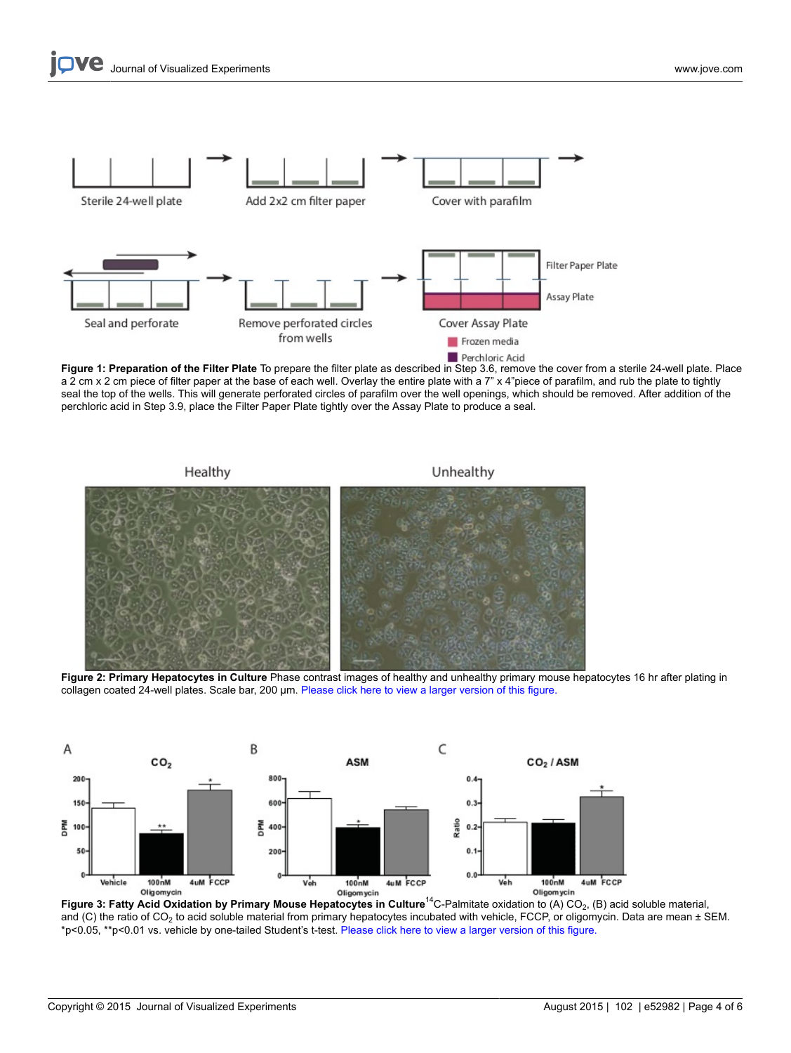**Figure 1: Preparation of the Filter Plate** To prepare the filter plate as described in Step 3.6, remove the cover from a sterile 24-well plate. Place a 2 cm x 2 cm piece of filter paper at the base of each well. Overlay the entire plate with a 7" x 4"piece of parafilm, and rub the plate to tightly seal the top of the wells. This will generate perforated circles of parafilm over the well openings, which should be removed. After addition of the perchloric acid in Step 3.9, place the Filter Paper Plate tightly over the Assay Plate to produce a seal.

**Figure 2: Primary Hepatocytes in Culture** Phase contrast images of healthy and unhealthy primary mouse hepatocytes 16 hr after plating in collagen coated 24-well plates. Scale bar, 200 µm. Please click here to view a larger version of this figure.

**Figure 3: Fatty Acid Oxidation by Primary Mouse Hepatocytes in Culture** $^{14}$C-Palmitate oxidation to (A) $CO_2$, (B) acid soluble material, and (C) the ratio of $CO_2$ to acid soluble material from primary hepatocytes incubated with vehicle, FCCP, or oligomycin. Data are mean ± SEM. *p<0.05, **p<0.01 vs. vehicle by one-tailed Student's t-test. Please click here to view a larger version of this figure.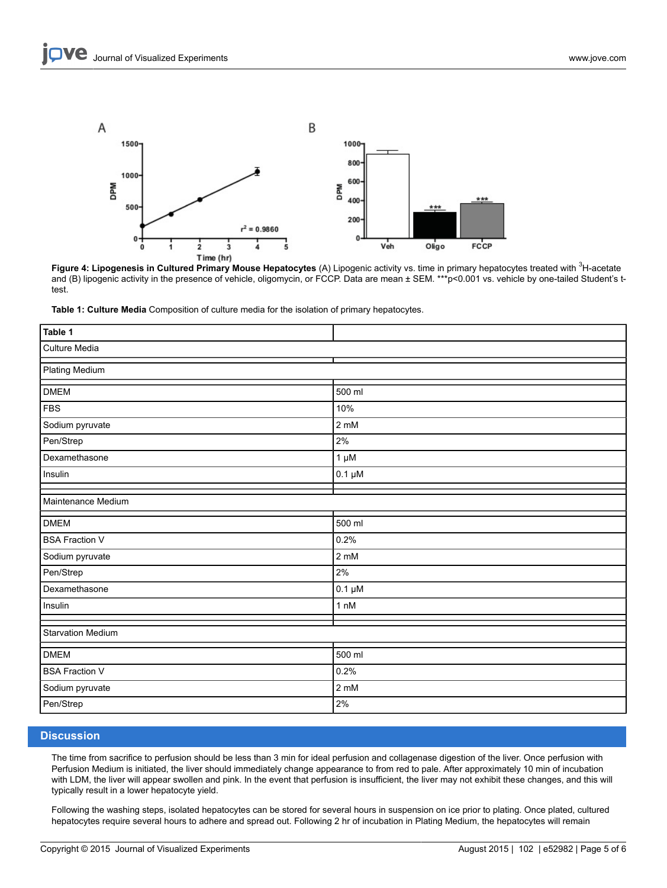**Figure 4: Lipogenesis in Cultured Primary Mouse Hepatocytes** (A) Lipogenic activity vs. time in primary hepatocytes treated with $^3$H-acetate and (B) lipogenic activity in the presence of vehicle, oligomycin, or FCCP. Data are mean ± SEM. ***p<0.001 vs. vehicle by one-tailed Student's t-test.

**Table 1: Culture Media** Composition of culture media for the isolation of primary hepatocytes.

| Table 1 | |
|---|---|
| Culture Media | |
| Plating Medium | |
| DMEM | 500 ml |
| FBS | 10% |
| Sodium pyruvate | 2 mM |
| Pen/Strep | 2% |
| Dexamethasone | 1 µM |
| Insulin | 0.1 µM |
| | |
| Maintenance Medium | |
| DMEM | 500 ml |
| BSA Fraction V | 0.2% |
| Sodium pyruvate | 2 mM |
| Pen/Strep | 2% |
| Dexamethasone | 0.1 µM |
| Insulin | 1 nM |
| | |
| Starvation Medium | |
| DMEM | 500 ml |
| BSA Fraction V | 0.2% |
| Sodium pyruvate | 2 mM |
| Pen/Strep | 2% |

## Discussion

The time from sacrifice to perfusion should be less than 3 min for ideal perfusion and collagenase digestion of the liver. Once perfusion with Perfusion Medium is initiated, the liver should immediately change appearance to from red to pale. After approximately 10 min of incubation with LDM, the liver will appear swollen and pink. In the event that perfusion is insufficient, the liver may not exhibit these changes, and this will typically result in a lower hepatocyte yield.

Following the washing steps, isolated hepatocytes can be stored for several hours in suspension on ice prior to plating. Once plated, cultured hepatocytes require several hours to adhere and spread out. Following 2 hr of incubation in Plating Medium, the hepatocytes will remain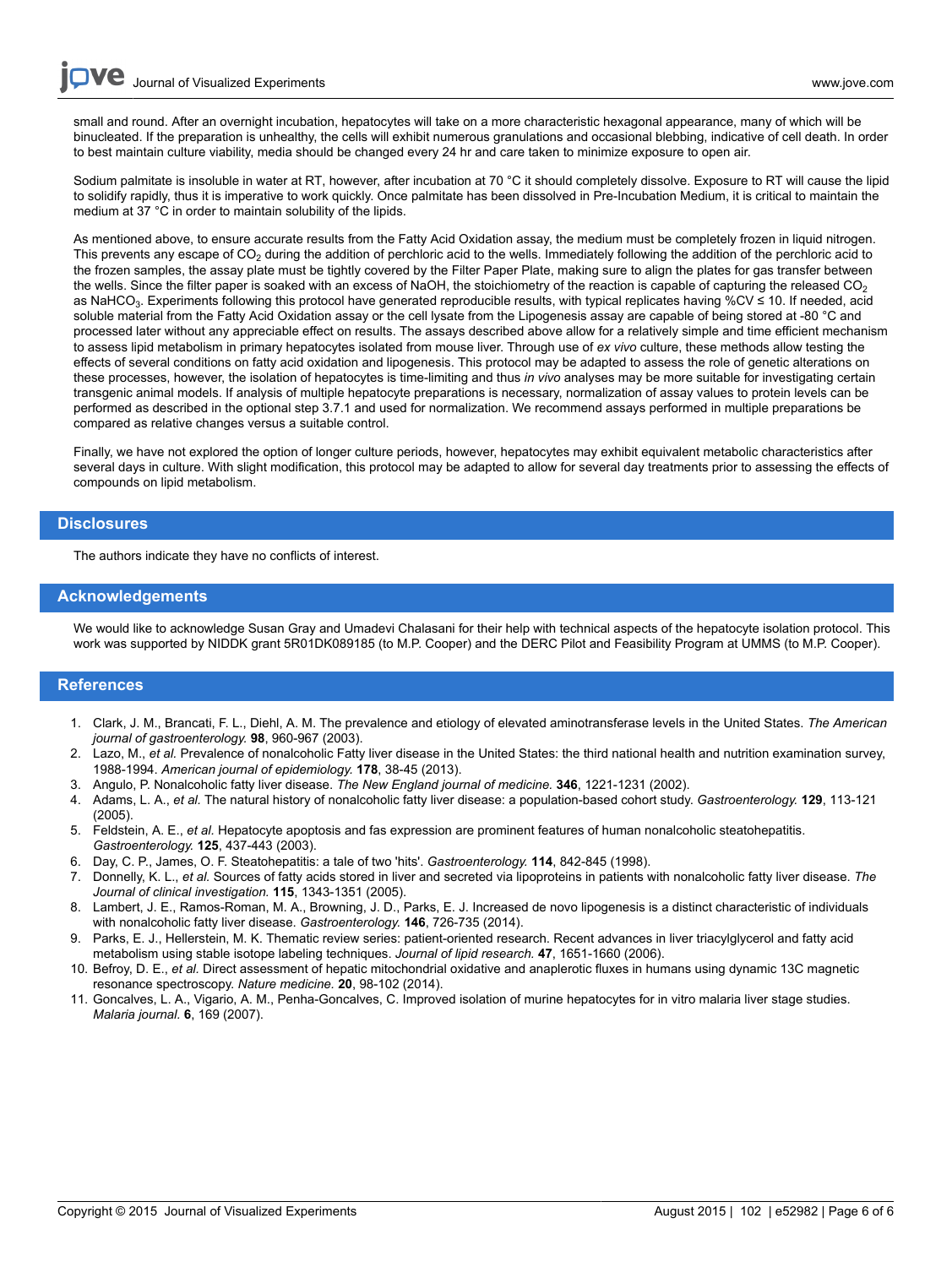small and round. After an overnight incubation, hepatocytes will take on a more characteristic hexagonal appearance, many of which will be binucleated. If the preparation is unhealthy, the cells will exhibit numerous granulations and occasional blebbing, indicative of cell death. In order to best maintain culture viability, media should be changed every 24 hr and care taken to minimize exposure to open air.

Sodium palmitate is insoluble in water at RT, however, after incubation at 70 °C it should completely dissolve. Exposure to RT will cause the lipid to solidify rapidly, thus it is imperative to work quickly. Once palmitate has been dissolved in Pre-Incubation Medium, it is critical to maintain the medium at 37 °C in order to maintain solubility of the lipids.

As mentioned above, to ensure accurate results from the Fatty Acid Oxidation assay, the medium must be completely frozen in liquid nitrogen. This prevents any escape of $CO_2$ during the addition of perchloric acid to the wells. Immediately following the addition of the perchloric acid to the frozen samples, the assay plate must be tightly covered by the Filter Paper Plate, making sure to align the plates for gas transfer between the wells. Since the filter paper is soaked with an excess of NaOH, the stoichiometry of the reaction is capable of capturing the released $CO_2$ as $NaHCO_3$. Experiments following this protocol have generated reproducible results, with typical replicates having %CV ≤ 10. If needed, acid soluble material from the Fatty Acid Oxidation assay or the cell lysate from the Lipogenesis assay are capable of being stored at -80 °C and processed later without any appreciable effect on results. The assays described above allow for a relatively simple and time efficient mechanism to assess lipid metabolism in primary hepatocytes isolated from mouse liver. Through use of *ex vivo* culture, these methods allow testing the effects of several conditions on fatty acid oxidation and lipogenesis. This protocol may be adapted to assess the role of genetic alterations on these processes, however, the isolation of hepatocytes is time-limiting and thus *in vivo* analyses may be more suitable for investigating certain transgenic animal models. If analysis of multiple hepatocyte preparations is necessary, normalization of assay values to protein levels can be performed as described in the optional step 3.7.1 and used for normalization. We recommend assays performed in multiple preparations be compared as relative changes versus a suitable control.

Finally, we have not explored the option of longer culture periods, however, hepatocytes may exhibit equivalent metabolic characteristics after several days in culture. With slight modification, this protocol may be adapted to allow for several day treatments prior to assessing the effects of compounds on lipid metabolism.

## Disclosures

The authors indicate they have no conflicts of interest.

## Acknowledgements

We would like to acknowledge Susan Gray and Umadevi Chalasani for their help with technical aspects of the hepatocyte isolation protocol. This work was supported by NIDDK grant 5R01DK089185 (to M.P. Cooper) and the DERC Pilot and Feasibility Program at UMMS (to M.P. Cooper).

## References

1. Clark, J. M., Brancati, F. L., Diehl, A. M. The prevalence and etiology of elevated aminotransferase levels in the United States. *The American journal of gastroenterology.* **98**, 960-967 (2003).
2. Lazo, M., *et al.* Prevalence of nonalcoholic Fatty liver disease in the United States: the third national health and nutrition examination survey, 1988-1994. *American journal of epidemiology.* **178**, 38-45 (2013).
3. Angulo, P. Nonalcoholic fatty liver disease. *The New England journal of medicine.* **346**, 1221-1231 (2002).
4. Adams, L. A., *et al.* The natural history of nonalcoholic fatty liver disease: a population-based cohort study. *Gastroenterology.* **129**, 113-121 (2005).
5. Feldstein, A. E., *et al.* Hepatocyte apoptosis and fas expression are prominent features of human nonalcoholic steatohepatitis. *Gastroenterology.* **125**, 437-443 (2003).
6. Day, C. P., James, O. F. Steatohepatitis: a tale of two 'hits'. *Gastroenterology.* **114**, 842-845 (1998).
7. Donnelly, K. L., *et al.* Sources of fatty acids stored in liver and secreted via lipoproteins in patients with nonalcoholic fatty liver disease. *The Journal of clinical investigation.* **115**, 1343-1351 (2005).
8. Lambert, J. E., Ramos-Roman, M. A., Browning, J. D., Parks, E. J. Increased de novo lipogenesis is a distinct characteristic of individuals with nonalcoholic fatty liver disease. *Gastroenterology.* **146**, 726-735 (2014).
9. Parks, E. J., Hellerstein, M. K. Thematic review series: patient-oriented research. Recent advances in liver triacylglycerol and fatty acid metabolism using stable isotope labeling techniques. *Journal of lipid research.* **47**, 1651-1660 (2006).
10. Befroy, D. E., *et al.* Direct assessment of hepatic mitochondrial oxidative and anaplerotic fluxes in humans using dynamic 13C magnetic resonance spectroscopy. *Nature medicine.* **20**, 98-102 (2014).
11. Goncalves, L. A., Vigario, A. M., Penha-Goncalves, C. Improved isolation of murine hepatocytes for in vitro malaria liver stage studies. *Malaria journal.* **6**, 169 (2007).